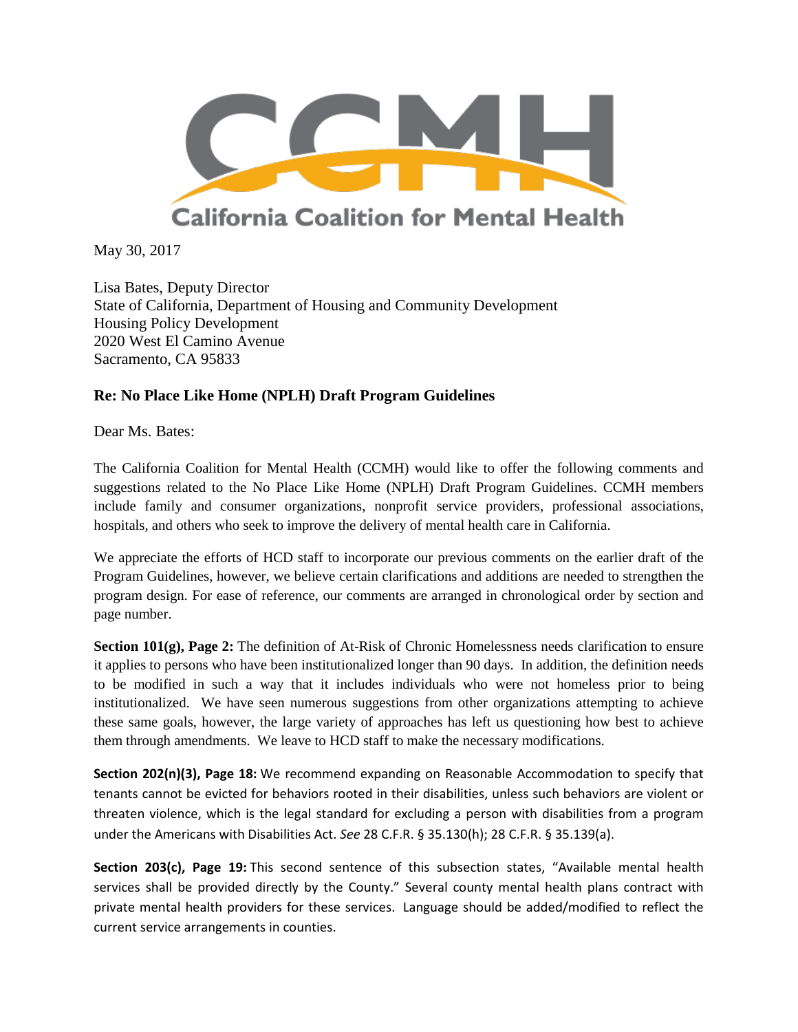California Coalition for Mental Health

May 30, 2017

Lisa Bates, Deputy Director
State of California, Department of Housing and Community Development
Housing Policy Development
2020 West El Camino Avenue
Sacramento, CA 95833

**Re: No Place Like Home (NPLH) Draft Program Guidelines**

Dear Ms. Bates:

The California Coalition for Mental Health (CCMH) would like to offer the following comments and suggestions related to the No Place Like Home (NPLH) Draft Program Guidelines. CCMH members include family and consumer organizations, nonprofit service providers, professional associations, hospitals, and others who seek to improve the delivery of mental health care in California.

We appreciate the efforts of HCD staff to incorporate our previous comments on the earlier draft of the Program Guidelines, however, we believe certain clarifications and additions are needed to strengthen the program design. For ease of reference, our comments are arranged in chronological order by section and page number.

**Section 101(g), Page 2:** The definition of At-Risk of Chronic Homelessness needs clarification to ensure it applies to persons who have been institutionalized longer than 90 days. In addition, the definition needs to be modified in such a way that it includes individuals who were not homeless prior to being institutionalized. We have seen numerous suggestions from other organizations attempting to achieve these same goals, however, the large variety of approaches has left us questioning how best to achieve them through amendments. We leave to HCD staff to make the necessary modifications.

**Section 202(n)(3), Page 18:** We recommend expanding on Reasonable Accommodation to specify that tenants cannot be evicted for behaviors rooted in their disabilities, unless such behaviors are violent or threaten violence, which is the legal standard for excluding a person with disabilities from a program under the Americans with Disabilities Act. *See* 28 C.F.R. § 35.130(h); 28 C.F.R. § 35.139(a).

**Section 203(c), Page 19:** This second sentence of this subsection states, "Available mental health services shall be provided directly by the County." Several county mental health plans contract with private mental health providers for these services. Language should be added/modified to reflect the current service arrangements in counties.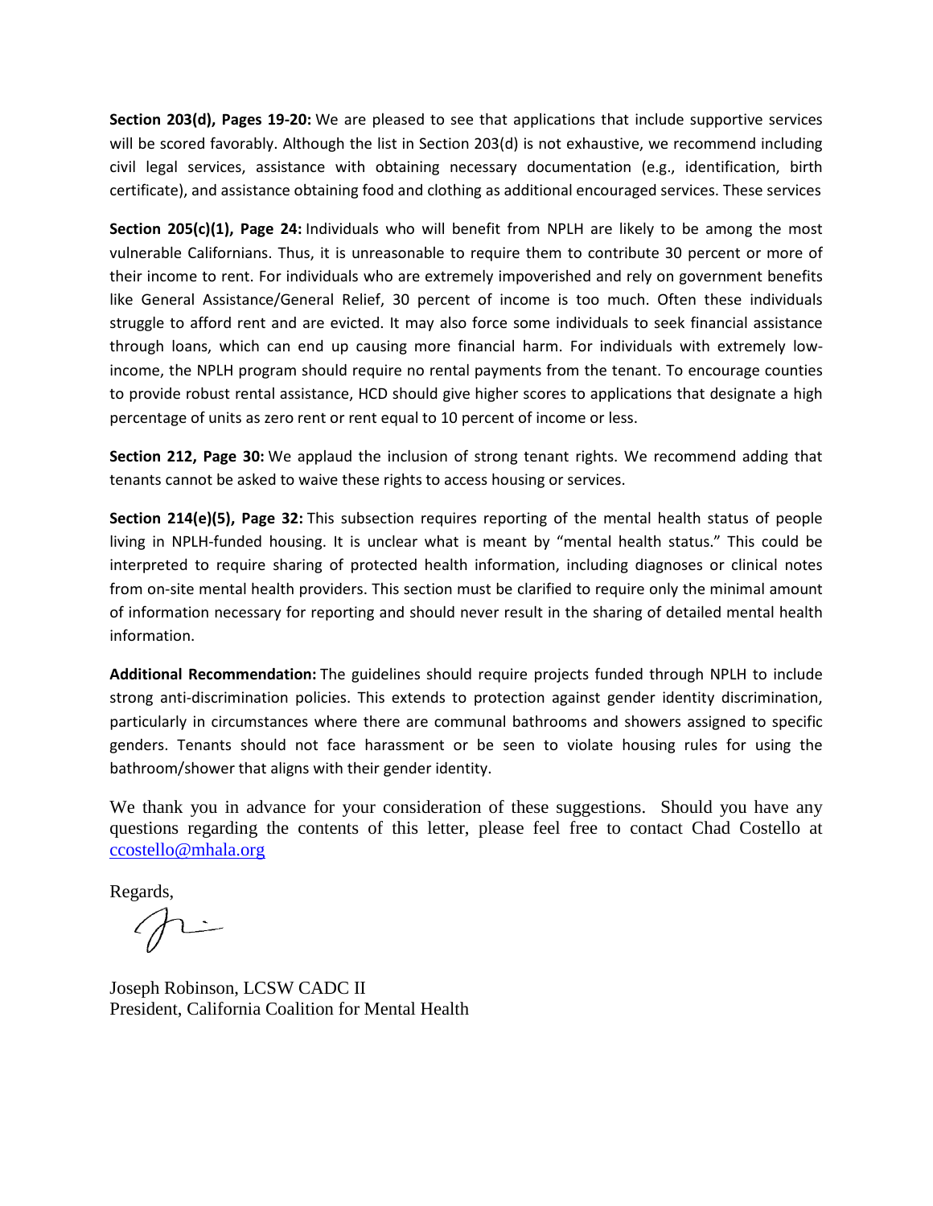**Section 203(d), Pages 19-20:** We are pleased to see that applications that include supportive services will be scored favorably. Although the list in Section 203(d) is not exhaustive, we recommend including civil legal services, assistance with obtaining necessary documentation (e.g., identification, birth certificate), and assistance obtaining food and clothing as additional encouraged services. These services

**Section 205(c)(1), Page 24:** Individuals who will benefit from NPLH are likely to be among the most vulnerable Californians. Thus, it is unreasonable to require them to contribute 30 percent or more of their income to rent. For individuals who are extremely impoverished and rely on government benefits like General Assistance/General Relief, 30 percent of income is too much. Often these individuals struggle to afford rent and are evicted. It may also force some individuals to seek financial assistance through loans, which can end up causing more financial harm. For individuals with extremely low-income, the NPLH program should require no rental payments from the tenant. To encourage counties to provide robust rental assistance, HCD should give higher scores to applications that designate a high percentage of units as zero rent or rent equal to 10 percent of income or less.

**Section 212, Page 30:** We applaud the inclusion of strong tenant rights. We recommend adding that tenants cannot be asked to waive these rights to access housing or services.

**Section 214(e)(5), Page 32:** This subsection requires reporting of the mental health status of people living in NPLH-funded housing. It is unclear what is meant by "mental health status." This could be interpreted to require sharing of protected health information, including diagnoses or clinical notes from on-site mental health providers. This section must be clarified to require only the minimal amount of information necessary for reporting and should never result in the sharing of detailed mental health information.

**Additional Recommendation:** The guidelines should require projects funded through NPLH to include strong anti-discrimination policies. This extends to protection against gender identity discrimination, particularly in circumstances where there are communal bathrooms and showers assigned to specific genders. Tenants should not face harassment or be seen to violate housing rules for using the bathroom/shower that aligns with their gender identity.

We thank you in advance for your consideration of these suggestions. Should you have any questions regarding the contents of this letter, please feel free to contact Chad Costello at ccostello@mhala.org

Regards,

Joseph Robinson, LCSW CADC II
President, California Coalition for Mental Health